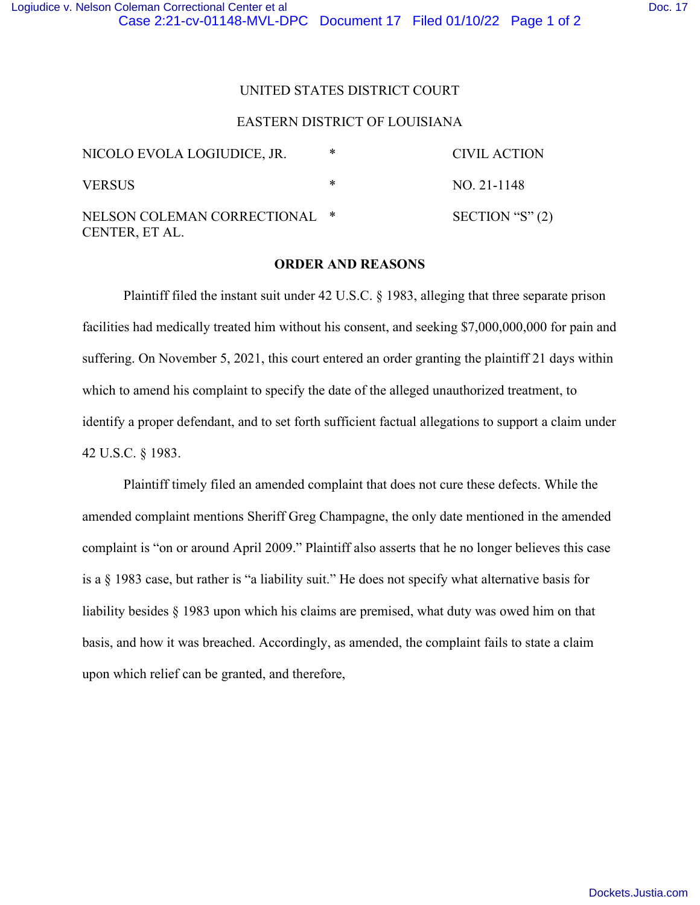UNITED STATES DISTRICT COURT

EASTERN DISTRICT OF LOUISIANA

| | | |
|---|---|---|
| NICOLO EVOLA LOGIUDICE, JR. | * | CIVIL ACTION |
| VERSUS | * | NO. 21-1148 |
| NELSON COLEMAN CORRECTIONAL CENTER, ET AL. | * | SECTION "S" (2) |

**ORDER AND REASONS**

Plaintiff filed the instant suit under 42 U.S.C. § 1983, alleging that three separate prison facilities had medically treated him without his consent, and seeking $7,000,000,000 for pain and suffering. On November 5, 2021, this court entered an order granting the plaintiff 21 days within which to amend his complaint to specify the date of the alleged unauthorized treatment, to identify a proper defendant, and to set forth sufficient factual allegations to support a claim under 42 U.S.C. § 1983.

Plaintiff timely filed an amended complaint that does not cure these defects. While the amended complaint mentions Sheriff Greg Champagne, the only date mentioned in the amended complaint is "on or around April 2009." Plaintiff also asserts that he no longer believes this case is a § 1983 case, but rather is "a liability suit." He does not specify what alternative basis for liability besides § 1983 upon which his claims are premised, what duty was owed him on that basis, and how it was breached. Accordingly, as amended, the complaint fails to state a claim upon which relief can be granted, and therefore,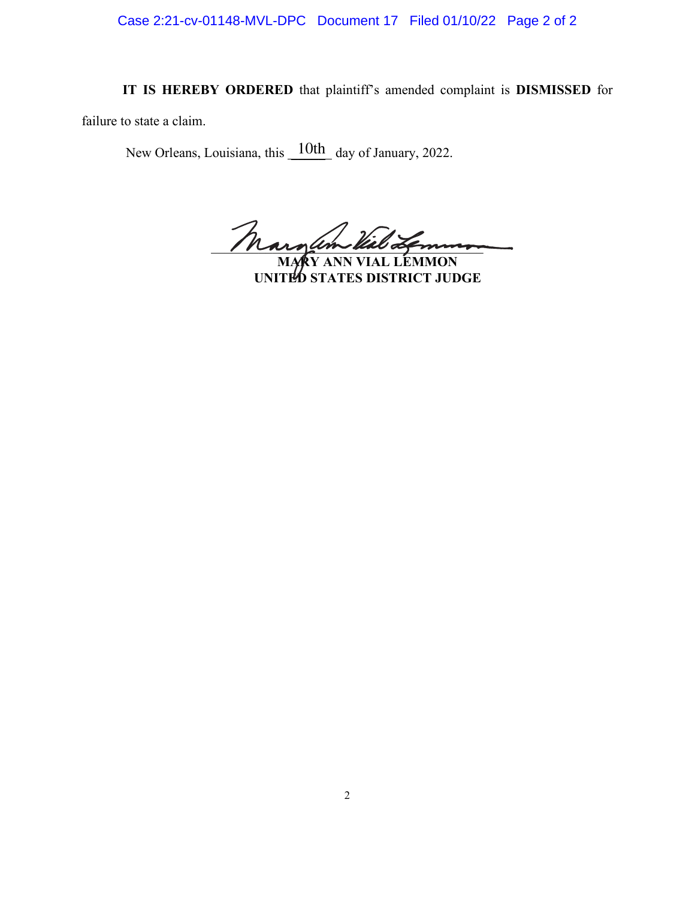**IT IS HEREBY ORDERED** that plaintiff's amended complaint is **DISMISSED** for failure to state a claim.

New Orleans, Louisiana, this 10th day of January, 2022.

**MARY ANN VIAL LEMMON**
**UNITED STATES DISTRICT JUDGE**